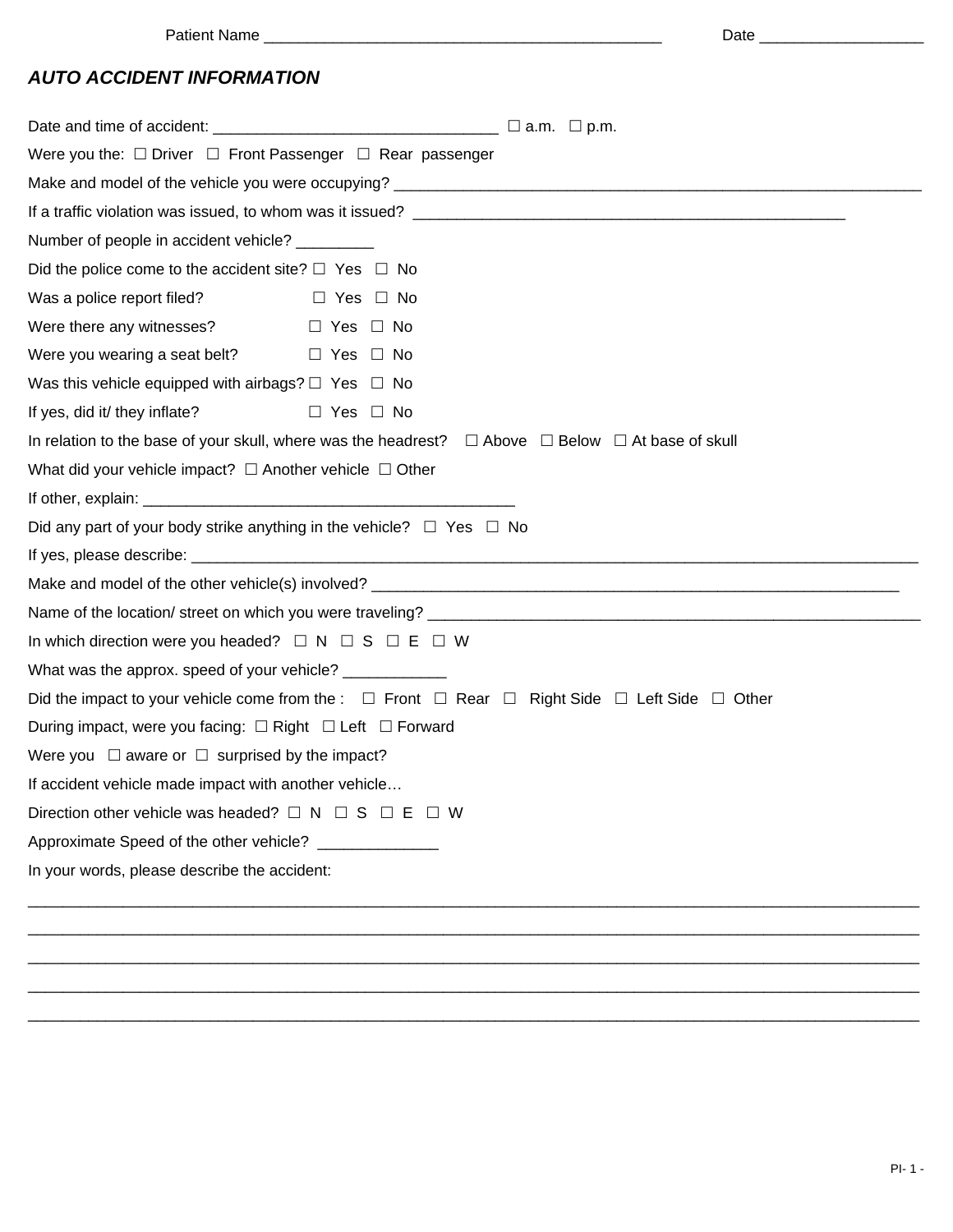Patient Name _______________________________________________ Date ___________________

## *AUTO ACCIDENT INFORMATION*

Date and time of accident: ________________________________ ☐ a.m. ☐ p.m.

Were you the: ☐ Driver ☐ Front Passenger ☐ Rear passenger

Make and model of the vehicle you were occupying? _______________________________________________________________

If a traffic violation was issued, to whom was it issued? ____________________________________________________

Number of people in accident vehicle? _________

Did the police come to the accident site? ☐ Yes ☐ No

Was a police report filed? ☐ Yes ☐ No

Were there any witnesses? ☐ Yes ☐ No

Were you wearing a seat belt? ☐ Yes ☐ No

Was this vehicle equipped with airbags? ☐ Yes ☐ No

If yes, did it/ they inflate? ☐ Yes ☐ No

In relation to the base of your skull, where was the headrest? ☐ Above ☐ Below ☐ At base of skull

What did your vehicle impact? ☐ Another vehicle ☐ Other

If other, explain: ___________________________________________

Did any part of your body strike anything in the vehicle? ☐ Yes ☐ No

If yes, please describe: ___________________________________________________________________________________

Make and model of the other vehicle(s) involved? ______________________________________________________________

Name of the location/ street on which you were traveling? ___________________________________________________________

In which direction were you headed? ☐ N ☐ S ☐ E ☐ W

What was the approx. speed of your vehicle? ____________

Did the impact to your vehicle come from the : ☐ Front ☐ Rear ☐ Right Side ☐ Left Side ☐ Other

During impact, were you facing: ☐ Right ☐ Left ☐ Forward

Were you ☐ aware or ☐ surprised by the impact?

If accident vehicle made impact with another vehicle…

Direction other vehicle was headed? ☐ N ☐ S ☐ E ☐ W

Approximate Speed of the other vehicle? ______________

In your words, please describe the accident:

_____________________________________________________________________________________________________

_____________________________________________________________________________________________________

_____________________________________________________________________________________________________

_____________________________________________________________________________________________________

_____________________________________________________________________________________________________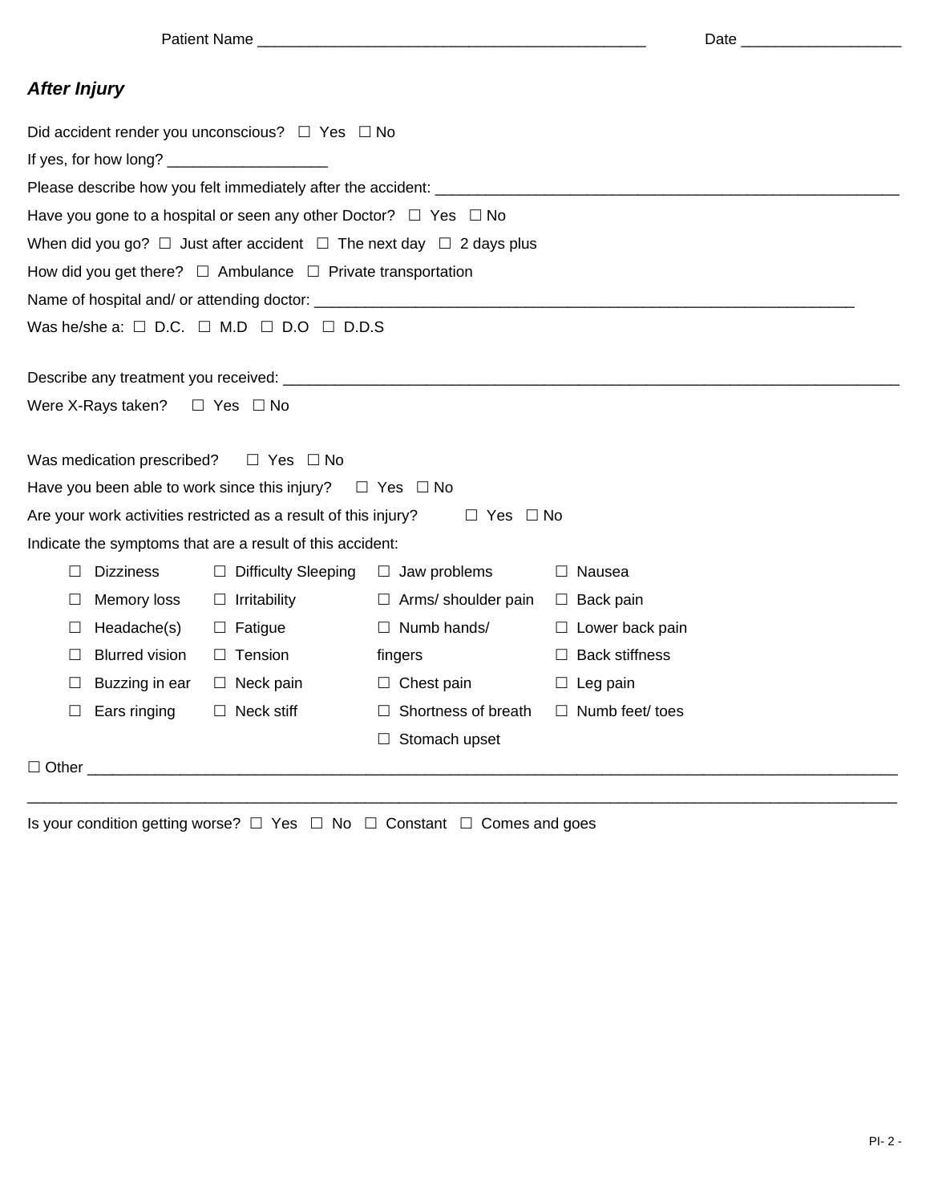Patient Name ____________________________________________ Date __________________

## *After Injury*

Did accident render you unconscious? ☐ Yes ☐ No

If yes, for how long? __________________

Please describe how you felt immediately after the accident: ____________________________________________________

Have you gone to a hospital or seen any other Doctor? ☐ Yes ☐ No

When did you go? ☐ Just after accident ☐ The next day ☐ 2 days plus

How did you get there? ☐ Ambulance ☐ Private transportation

Name of hospital and/ or attending doctor: ____________________________________________________________

Was he/she a: ☐ D.C. ☐ M.D ☐ D.O ☐ D.D.S

Describe any treatment you received: ______________________________________________________________________

Were X-Rays taken? ☐ Yes ☐ No

Was medication prescribed? ☐ Yes ☐ No

Have you been able to work since this injury? ☐ Yes ☐ No

Are your work activities restricted as a result of this injury? ☐ Yes ☐ No

Indicate the symptoms that are a result of this accident:

| | | | |
|---|---|---|---|
| ☐ Dizziness | ☐ Difficulty Sleeping | ☐ Jaw problems | ☐ Nausea |
| ☐ Memory loss | ☐ Irritability | ☐ Arms/ shoulder pain | ☐ Back pain |
| ☐ Headache(s) | ☐ Fatigue | ☐ Numb hands/ fingers | ☐ Lower back pain |
| ☐ Blurred vision | ☐ Tension | | ☐ Back stiffness |
| ☐ Buzzing in ear | ☐ Neck pain | ☐ Chest pain | ☐ Leg pain |
| ☐ Ears ringing | ☐ Neck stiff | ☐ Shortness of breath | ☐ Numb feet/ toes |
| | | ☐ Stomach upset | |

☐ Other ____________________________________________________________________________________________

______________________________________________________________________________________________________

Is your condition getting worse? ☐ Yes ☐ No ☐ Constant ☐ Comes and goes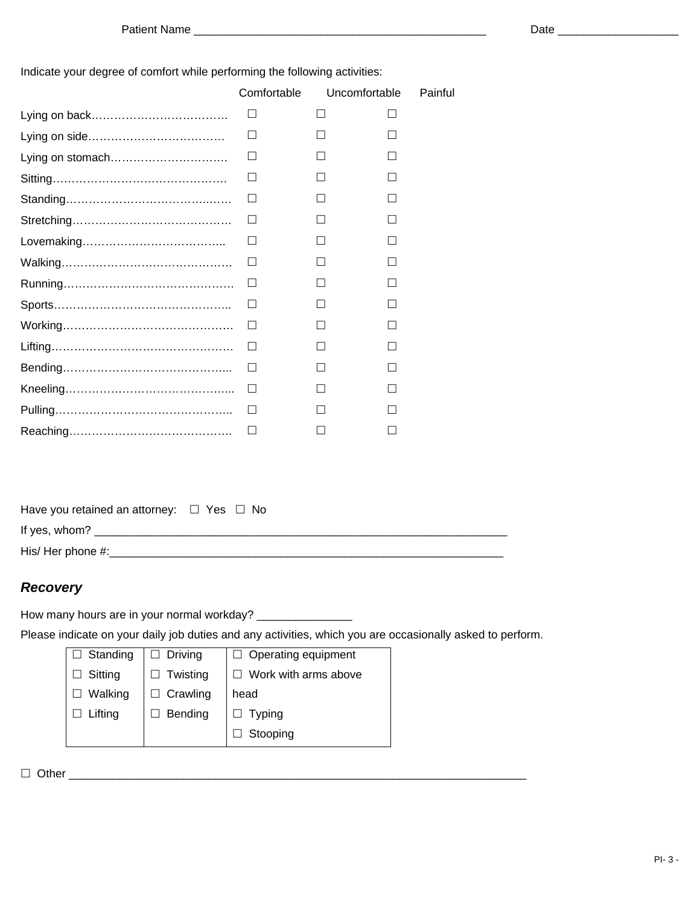Patient Name ______________________________________________ Date __________________

Indicate your degree of comfort while performing the following activities:

| | Comfortable | Uncomfortable | Painful |
|---|---|---|---|
| Lying on back | ☐ | ☐ | ☐ |
| Lying on side | ☐ | ☐ | ☐ |
| Lying on stomach | ☐ | ☐ | ☐ |
| Sitting | ☐ | ☐ | ☐ |
| Standing | ☐ | ☐ | ☐ |
| Stretching | ☐ | ☐ | ☐ |
| Lovemaking | ☐ | ☐ | ☐ |
| Walking | ☐ | ☐ | ☐ |
| Running | ☐ | ☐ | ☐ |
| Sports | ☐ | ☐ | ☐ |
| Working | ☐ | ☐ | ☐ |
| Lifting | ☐ | ☐ | ☐ |
| Bending | ☐ | ☐ | ☐ |
| Kneeling | ☐ | ☐ | ☐ |
| Pulling | ☐ | ☐ | ☐ |
| Reaching | ☐ | ☐ | ☐ |

Have you retained an attorney: ☐ Yes ☐ No

If yes, whom? ____________________________________________________________________

His/ Her phone #:________________________________________________________________

## *Recovery*

How many hours are in your normal workday? _______________

Please indicate on your daily job duties and any activities, which you are occasionally asked to perform.

| | | |
|---|---|---|
| ☐ Standing | ☐ Driving | ☐ Operating equipment |
| ☐ Sitting | ☐ Twisting | ☐ Work with arms above head |
| ☐ Walking | ☐ Crawling | ☐ Typing |
| ☐ Lifting | ☐ Bending | ☐ Stooping |

☐ Other ___________________________________________________________________________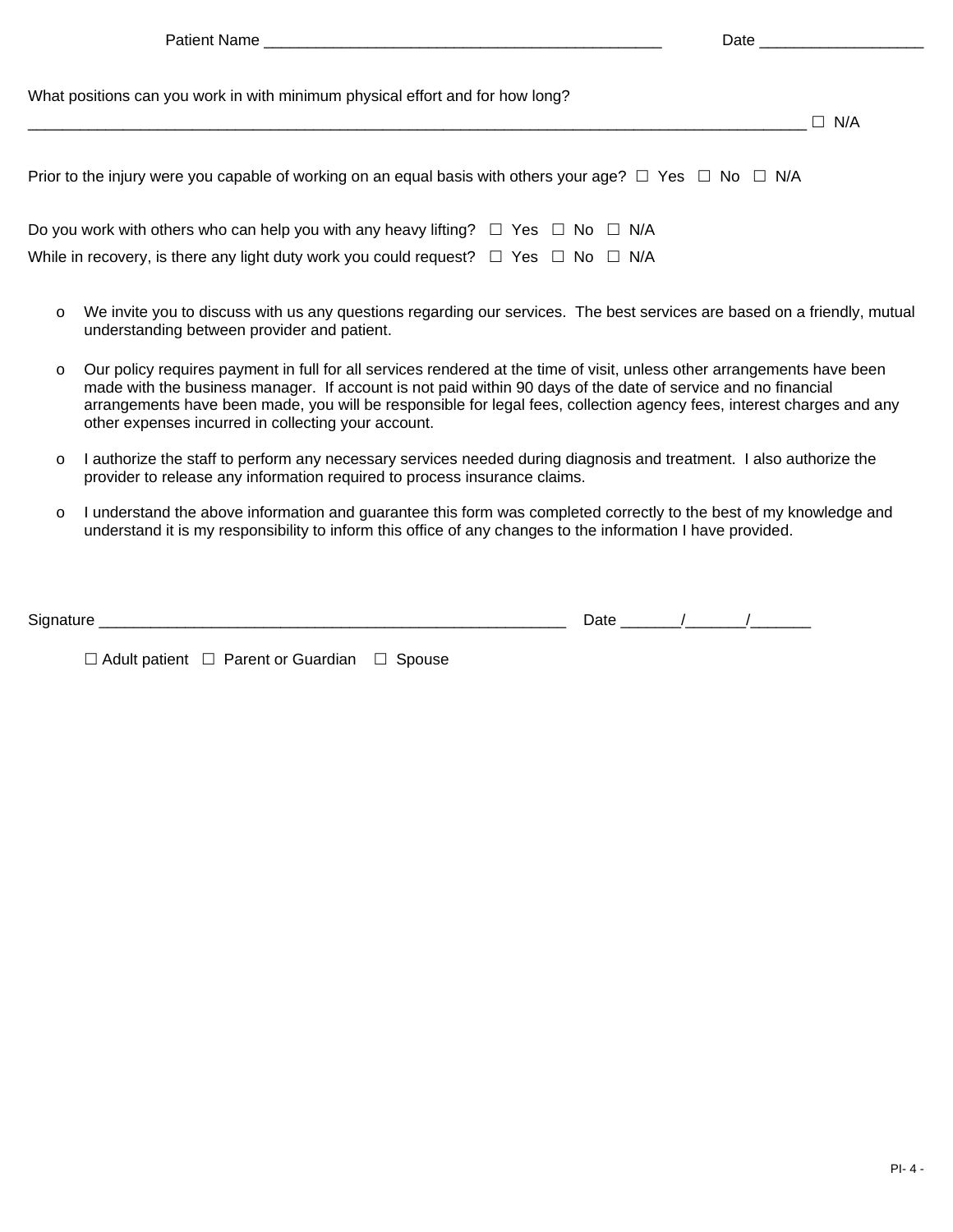Patient Name _______________________________________________ Date ___________________

What positions can you work in with minimum physical effort and for how long?

_____________________________________________________________________________________________ ☐ N/A

Prior to the injury were you capable of working on an equal basis with others your age? ☐ Yes ☐ No ☐ N/A

Do you work with others who can help you with any heavy lifting? ☐ Yes ☐ No ☐ N/A

While in recovery, is there any light duty work you could request? ☐ Yes ☐ No ☐ N/A

- We invite you to discuss with us any questions regarding our services. The best services are based on a friendly, mutual understanding between provider and patient.
- Our policy requires payment in full for all services rendered at the time of visit, unless other arrangements have been made with the business manager. If account is not paid within 90 days of the date of service and no financial arrangements have been made, you will be responsible for legal fees, collection agency fees, interest charges and any other expenses incurred in collecting your account.
- I authorize the staff to perform any necessary services needed during diagnosis and treatment. I also authorize the provider to release any information required to process insurance claims.
- I understand the above information and guarantee this form was completed correctly to the best of my knowledge and understand it is my responsibility to inform this office of any changes to the information I have provided.

Signature _______________________________________________________ Date _______/_______/_______

☐ Adult patient ☐ Parent or Guardian ☐ Spouse